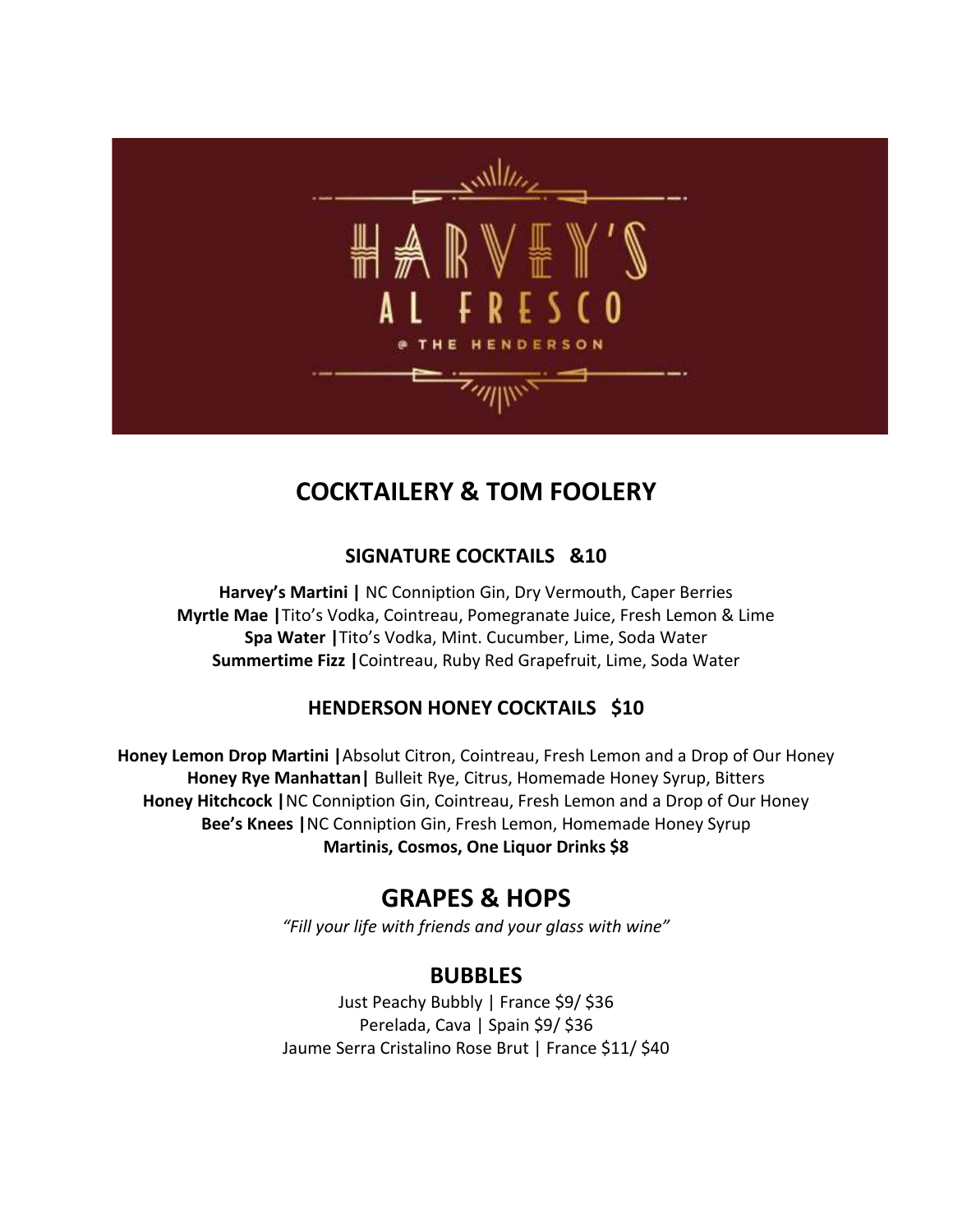# HARVEY'S AL FRESCO

@ THE HENDERSON

## COCKTAILERY & TOM FOOLERY

### SIGNATURE COCKTAILS &10

**Harvey's Martini |** NC Conniption Gin, Dry Vermouth, Caper Berries
**Myrtle Mae |** Tito's Vodka, Cointreau, Pomegranate Juice, Fresh Lemon & Lime
**Spa Water |** Tito's Vodka, Mint. Cucumber, Lime, Soda Water
**Summertime Fizz |** Cointreau, Ruby Red Grapefruit, Lime, Soda Water

### HENDERSON HONEY COCKTAILS $10

**Honey Lemon Drop Martini |** Absolut Citron, Cointreau, Fresh Lemon and a Drop of Our Honey
**Honey Rye Manhattan|** Bulleit Rye, Citrus, Homemade Honey Syrup, Bitters
**Honey Hitchcock |** NC Conniption Gin, Cointreau, Fresh Lemon and a Drop of Our Honey
**Bee's Knees |** NC Conniption Gin, Fresh Lemon, Homemade Honey Syrup
**Martinis, Cosmos, One Liquor Drinks $8**

## GRAPES & HOPS

*"Fill your life with friends and your glass with wine"*

### BUBBLES

Just Peachy Bubbly | France $9/ $36
Perelada, Cava | Spain $9/ $36
Jaume Serra Cristalino Rose Brut | France $11/ $40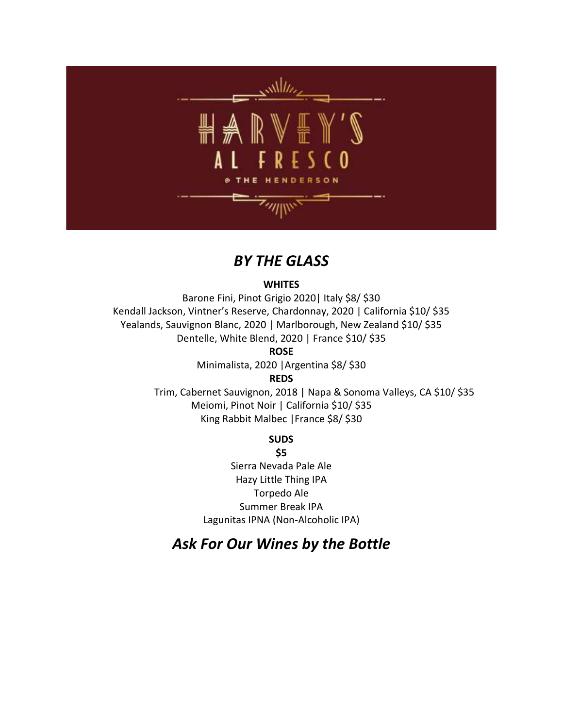# HARVEY'S AL FRESCO

@ THE HENDERSON

## *BY THE GLASS*

**WHITES**

Barone Fini, Pinot Grigio 2020| Italy $8/ $30

Kendall Jackson, Vintner's Reserve, Chardonnay, 2020 | California $10/ $35

Yealands, Sauvignon Blanc, 2020 | Marlborough, New Zealand $10/ $35

Dentelle, White Blend, 2020 | France $10/ $35

**ROSE**

Minimalista, 2020 |Argentina $8/ $30

**REDS**

Trim, Cabernet Sauvignon, 2018 | Napa & Sonoma Valleys, CA $10/ $35

Meiomi, Pinot Noir | California $10/ $35

King Rabbit Malbec |France $8/ $30

**SUDS**

**$5**

Sierra Nevada Pale Ale

Hazy Little Thing IPA

Torpedo Ale

Summer Break IPA

Lagunitas IPNA (Non-Alcoholic IPA)

## *Ask For Our Wines by the Bottle*